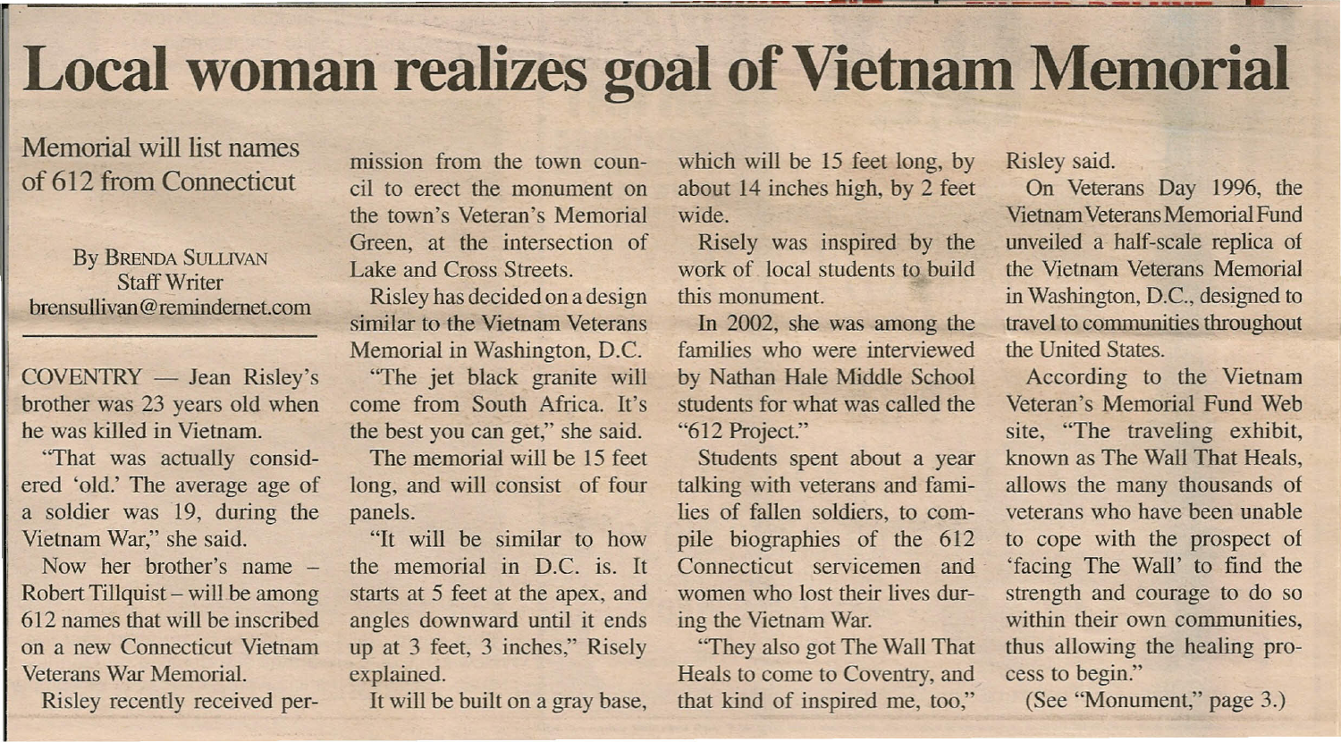# Local woman realizes goal of Vietnam Memorial

## Memorial will list names of 612 from Connecticut

By Brenda Sullivan
Staff Writer
brensullivan@remindernet.com

COVENTRY — Jean Risley's brother was 23 years old when he was killed in Vietnam.

"That was actually considered 'old.' The average age of a soldier was 19, during the Vietnam War," she said.

Now her brother's name – Robert Tillquist – will be among 612 names that will be inscribed on a new Connecticut Vietnam Veterans War Memorial.

Risley recently received permission from the town council to erect the monument on the town's Veteran's Memorial Green, at the intersection of Lake and Cross Streets.

Risley has decided on a design similar to the Vietnam Veterans Memorial in Washington, D.C.

"The jet black granite will come from South Africa. It's the best you can get," she said.

The memorial will be 15 feet long, and will consist of four panels.

"It will be similar to how the memorial in D.C. is. It starts at 5 feet at the apex, and angles downward until it ends up at 3 feet, 3 inches," Risely explained.

It will be built on a gray base, which will be 15 feet long, by about 14 inches high, by 2 feet wide.

Risely was inspired by the work of local students to build this monument.

In 2002, she was among the families who were interviewed by Nathan Hale Middle School students for what was called the "612 Project."

Students spent about a year talking with veterans and families of fallen soldiers, to compile biographies of the 612 Connecticut servicemen and women who lost their lives during the Vietnam War.

"They also got The Wall That Heals to come to Coventry, and that kind of inspired me, too," Risley said.

On Veterans Day 1996, the Vietnam Veterans Memorial Fund unveiled a half-scale replica of the Vietnam Veterans Memorial in Washington, D.C., designed to travel to communities throughout the United States.

According to the Vietnam Veteran's Memorial Fund Web site, "The traveling exhibit, known as The Wall That Heals, allows the many thousands of veterans who have been unable to cope with the prospect of 'facing The Wall' to find the strength and courage to do so within their own communities, thus allowing the healing process to begin."

(See "Monument," page 3.)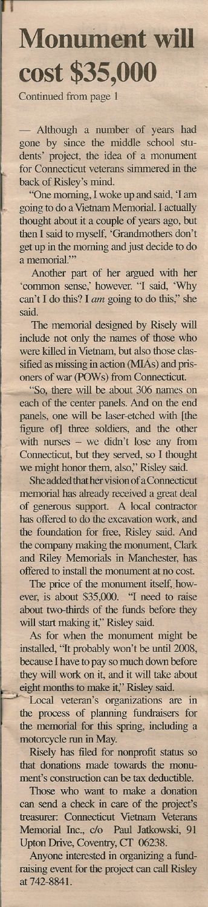# Monument will cost $35,000

Continued from page 1

— Although a number of years had gone by since the middle school students' project, the idea of a monument for Connecticut veterans simmered in the back of Risley's mind.

"One morning, I woke up and said, 'I am going to do a Vietnam Memorial. I actually thought about it a couple of years ago, but then I said to myself, 'Grandmothers don't get up in the morning and just decide to do a memorial.'"

Another part of her argued with her 'common sense,' however. "I said, 'Why can't I do this? I *am* going to do this," she said.

The memorial designed by Risely will include not only the names of those who were killed in Vietnam, but also those classified as missing in action (MIAs) and prisoners of war (POWs) from Connecticut.

"So, there will be about 306 names on each of the center panels. And on the end panels, one will be laser-etched with [the figure of] three soldiers, and the other with nurses – we didn't lose any from Connecticut, but they served, so I thought we might honor them, also," Risley said.

She added that her vision of a Connecticut memorial has already received a great deal of generous support. A local contractor has offered to do the excavation work, and the foundation for free, Risley said. And the company making the monument, Clark and Riley Memorials in Manchester, has offered to install the monument at no cost.

The price of the monument itself, however, is about $35,000. "I need to raise about two-thirds of the funds before they will start making it," Risley said.

As for when the monument might be installed, "It probably won't be until 2008, because I have to pay so much down before they will work on it, and it will take about eight months to make it," Risley said.

Local veteran's organizations are in the process of planning fundraisers for the memorial for this spring, including a motorcycle run in May.

Risely has filed for nonprofit status so that donations made towards the monument's construction can be tax deductible.

Those who want to make a donation can send a check in care of the project's treasurer: Connecticut Vietnam Veterans Memorial Inc., c/o Paul Jatkowski, 91 Upton Drive, Coventry, CT 06238.

Anyone interested in organizing a fundraising event for the project can call Risley at 742-8841.